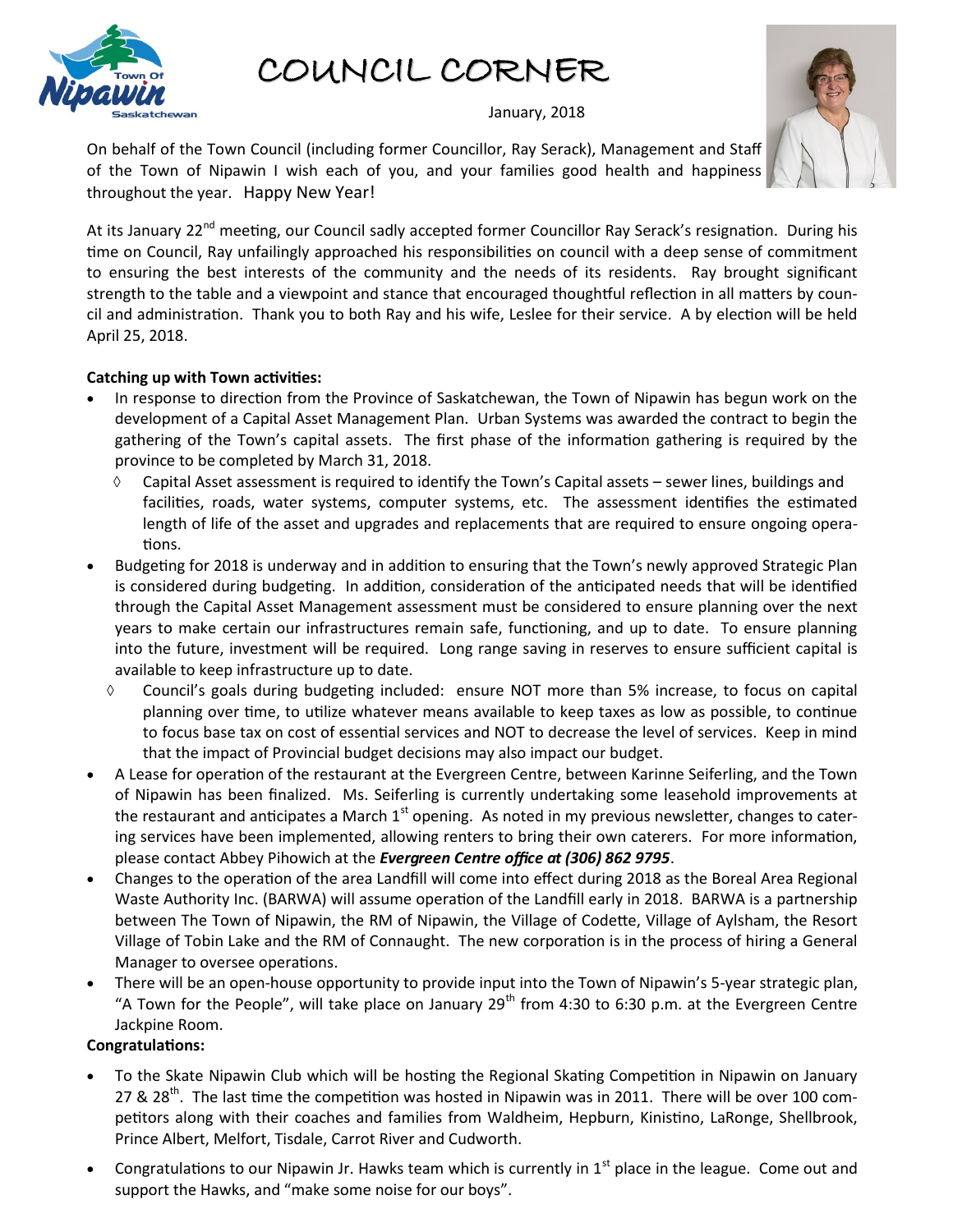# COUNCIL CORNER

January, 2018

On behalf of the Town Council (including former Councillor, Ray Serack), Management and Staff of the Town of Nipawin I wish each of you, and your families good health and happiness throughout the year. Happy New Year!

At its January 22nd meeting, our Council sadly accepted former Councillor Ray Serack's resignation. During his time on Council, Ray unfailingly approached his responsibilities on council with a deep sense of commitment to ensuring the best interests of the community and the needs of its residents. Ray brought significant strength to the table and a viewpoint and stance that encouraged thoughtful reflection in all matters by council and administration. Thank you to both Ray and his wife, Leslee for their service. A by election will be held April 25, 2018.

**Catching up with Town activities:**

- In response to direction from the Province of Saskatchewan, the Town of Nipawin has begun work on the development of a Capital Asset Management Plan. Urban Systems was awarded the contract to begin the gathering of the Town's capital assets. The first phase of the information gathering is required by the province to be completed by March 31, 2018.
  - Capital Asset assessment is required to identify the Town's Capital assets – sewer lines, buildings and facilities, roads, water systems, computer systems, etc. The assessment identifies the estimated length of life of the asset and upgrades and replacements that are required to ensure ongoing operations.
- Budgeting for 2018 is underway and in addition to ensuring that the Town's newly approved Strategic Plan is considered during budgeting. In addition, consideration of the anticipated needs that will be identified through the Capital Asset Management assessment must be considered to ensure planning over the next years to make certain our infrastructures remain safe, functioning, and up to date. To ensure planning into the future, investment will be required. Long range saving in reserves to ensure sufficient capital is available to keep infrastructure up to date.
  - Council's goals during budgeting included: ensure NOT more than 5% increase, to focus on capital planning over time, to utilize whatever means available to keep taxes as low as possible, to continue to focus base tax on cost of essential services and NOT to decrease the level of services. Keep in mind that the impact of Provincial budget decisions may also impact our budget.
- A Lease for operation of the restaurant at the Evergreen Centre, between Karinne Seiferling, and the Town of Nipawin has been finalized. Ms. Seiferling is currently undertaking some leasehold improvements at the restaurant and anticipates a March 1st opening. As noted in my previous newsletter, changes to catering services have been implemented, allowing renters to bring their own caterers. For more information, please contact Abbey Pihowich at the ***Evergreen Centre office at (306) 862 9795***.
- Changes to the operation of the area Landfill will come into effect during 2018 as the Boreal Area Regional Waste Authority Inc. (BARWA) will assume operation of the Landfill early in 2018. BARWA is a partnership between The Town of Nipawin, the RM of Nipawin, the Village of Codette, Village of Aylsham, the Resort Village of Tobin Lake and the RM of Connaught. The new corporation is in the process of hiring a General Manager to oversee operations.
- There will be an open-house opportunity to provide input into the Town of Nipawin's 5-year strategic plan, "A Town for the People", will take place on January 29th from 4:30 to 6:30 p.m. at the Evergreen Centre Jackpine Room.

**Congratulations:**

- To the Skate Nipawin Club which will be hosting the Regional Skating Competition in Nipawin on January 27 & 28th. The last time the competition was hosted in Nipawin was in 2011. There will be over 100 competitors along with their coaches and families from Waldheim, Hepburn, Kinistino, LaRonge, Shellbrook, Prince Albert, Melfort, Tisdale, Carrot River and Cudworth.
- Congratulations to our Nipawin Jr. Hawks team which is currently in 1st place in the league. Come out and support the Hawks, and "make some noise for our boys".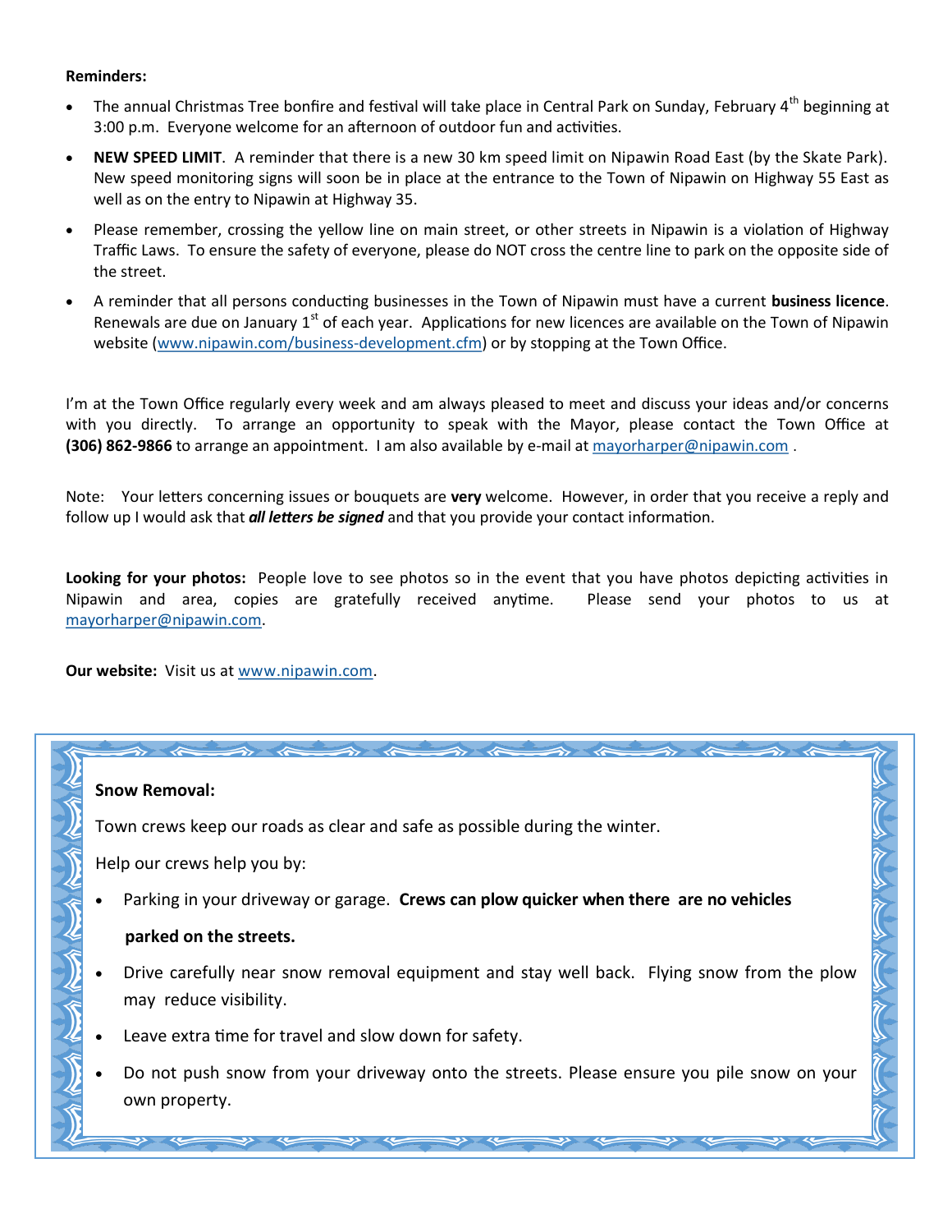**Reminders:**

- The annual Christmas Tree bonfire and festival will take place in Central Park on Sunday, February 4th beginning at 3:00 p.m. Everyone welcome for an afternoon of outdoor fun and activities.
- **NEW SPEED LIMIT**. A reminder that there is a new 30 km speed limit on Nipawin Road East (by the Skate Park). New speed monitoring signs will soon be in place at the entrance to the Town of Nipawin on Highway 55 East as well as on the entry to Nipawin at Highway 35.
- Please remember, crossing the yellow line on main street, or other streets in Nipawin is a violation of Highway Traffic Laws. To ensure the safety of everyone, please do NOT cross the centre line to park on the opposite side of the street.
- A reminder that all persons conducting businesses in the Town of Nipawin must have a current **business licence**. Renewals are due on January 1st of each year. Applications for new licences are available on the Town of Nipawin website (www.nipawin.com/business-development.cfm) or by stopping at the Town Office.

I'm at the Town Office regularly every week and am always pleased to meet and discuss your ideas and/or concerns with you directly. To arrange an opportunity to speak with the Mayor, please contact the Town Office at **(306) 862-9866** to arrange an appointment. I am also available by e-mail at mayorharper@nipawin.com .

Note: Your letters concerning issues or bouquets are **very** welcome. However, in order that you receive a reply and follow up I would ask that ***all letters be signed*** and that you provide your contact information.

**Looking for your photos:** People love to see photos so in the event that you have photos depicting activities in Nipawin and area, copies are gratefully received anytime. Please send your photos to us at mayorharper@nipawin.com.

**Our website:** Visit us at www.nipawin.com.

**Snow Removal:**

Town crews keep our roads as clear and safe as possible during the winter.

Help our crews help you by:

- Parking in your driveway or garage. **Crews can plow quicker when there are no vehicles parked on the streets.**
- Drive carefully near snow removal equipment and stay well back. Flying snow from the plow may reduce visibility.
- Leave extra time for travel and slow down for safety.
- Do not push snow from your driveway onto the streets. Please ensure you pile snow on your own property.